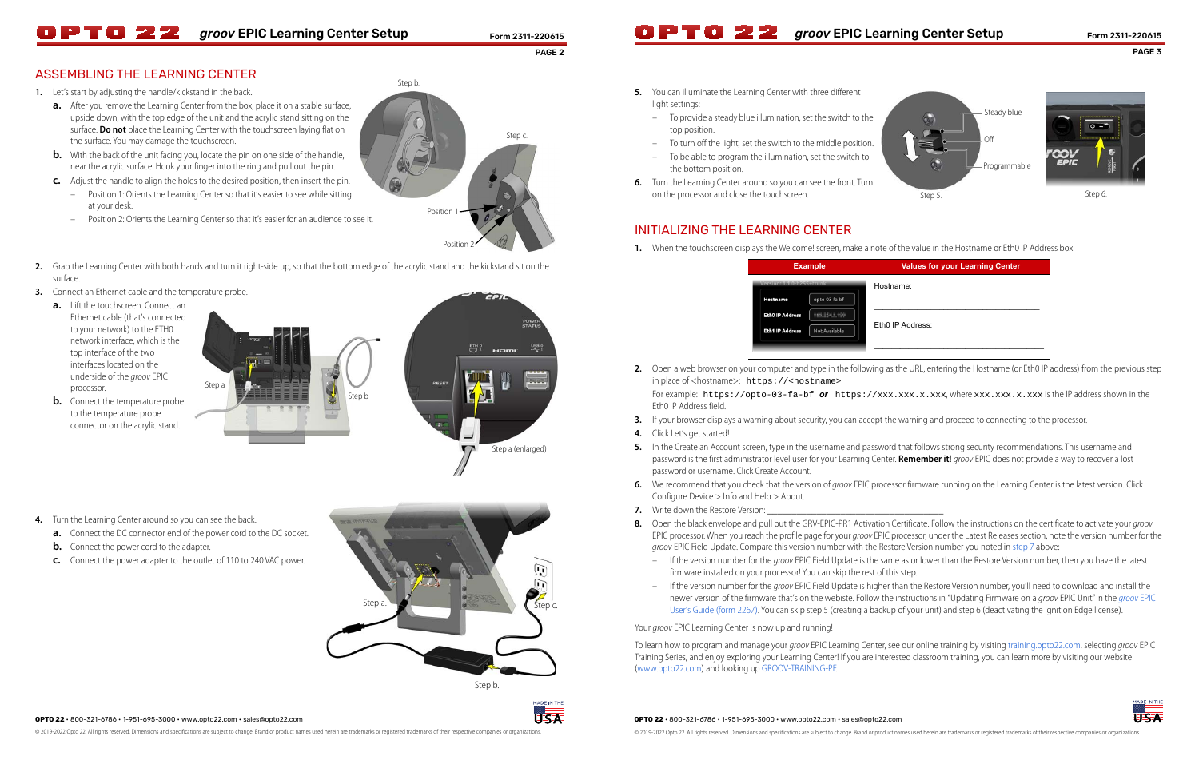## ASSEMBLING THE LEARNING CENTER

1. Let's start by adjusting the handle/kickstand in the back.
   a. After you remove the Learning Center from the box, place it on a stable surface, upside down, with the top edge of the unit and the acrylic stand sitting on the surface. **Do not** place the Learning Center with the touchscreen laying flat on the surface. You may damage the touchscreen.
   b. With the back of the unit facing you, locate the pin on one side of the handle, near the acrylic surface. Hook your finger into the ring and pull out the pin.
   c. Adjust the handle to align the holes to the desired position, then insert the pin.
      – Position 1: Orients the Learning Center so that it's easier to see while sitting at your desk.
      – Position 2: Orients the Learning Center so that it's easier for an audience to see it.

Step b. Step c. Position 1 Position 2

2. Grab the Learning Center with both hands and turn it right-side up, so that the bottom edge of the acrylic stand and the kickstand sit on the surface.
3. Connect an Ethernet cable and the temperature probe.
   a. Lift the touchscreen. Connect an Ethernet cable (that's connected to your network) to the ETH0 network interface, which is the top interface of the two interfaces located on the underside of the *groov* EPIC processor.
   b. Connect the temperature probe to the temperature probe connector on the acrylic stand.

Step a Step b Step a (enlarged)

4. Turn the Learning Center around so you can see the back.
   a. Connect the DC connector end of the power cord to the DC socket.
   b. Connect the power cord to the adapter.
   c. Connect the power adapter to the outlet of 110 to 240 VAC power.

Step a. Step b. Step c.

5. You can illuminate the Learning Center with three different light settings:
   – To provide a steady blue illumination, set the switch to the top position.
   – To turn off the light, set the switch to the middle position.
   – To be able to program the illumination, set the switch to the bottom position.
6. Turn the Learning Center around so you can see the front. Turn on the processor and close the touchscreen.

Steady blue Off Programmable Step 5. Step 6.

## INITIALIZING THE LEARNING CENTER

1. When the touchscreen displays the Welcome! screen, make a note of the value in the Hostname or Eth0 IP Address box.

| Example | Values for your Learning Center |
|---|---|
| Hostname: opto-03-fa-bf<br>Eth0 IP Address: 169.254.3.199<br>Eth1 IP Address: Not Available | Hostname: ____________<br>Eth0 IP Address: ____________ |

2. Open a web browser on your computer and type in the following as the URL, entering the Hostname (or Eth0 IP address) from the previous step in place of <hostname>: `https://<hostname>`
   For example: `https://opto-03-fa-bf` **or** `https://xxx.xxx.x.xxx`, where `xxx.xxx.x.xxx` is the IP address shown in the Eth0 IP Address field.
3. If your browser displays a warning about security, you can accept the warning and proceed to connecting to the processor.
4. Click Let's get started!
5. In the Create an Account screen, type in the username and password that follows strong security recommendations. This username and password is the first administrator level user for your Learning Center. **Remember it!** *groov* EPIC does not provide a way to recover a lost password or username. Click Create Account.
6. We recommend that you check that the version of *groov* EPIC processor firmware running on the Learning Center is the latest version. Click Configure Device > Info and Help > About.
7. Write down the Restore Version: ______________________________
8. Open the black envelope and pull out the GRV-EPIC-PR1 Activation Certificate. Follow the instructions on the certificate to activate your *groov* EPIC processor. When you reach the profile page for your *groov* EPIC processor, under the Latest Releases section, note the version number for the *groov* EPIC Field Update. Compare this version number with the Restore Version number you noted in step 7 above:
   – If the version number for the *groov* EPIC Field Update is the same as or lower than the Restore Version number, then you have the latest firmware installed on your processor! You can skip the rest of this step.
   – If the version number for the *groov* EPIC Field Update is higher than the Restore Version number, you'll need to download and install the newer version of the firmware that's on the webiste. Follow the instructions in "Updating Firmware on a *groov* EPIC Unit" in the *groov* EPIC User's Guide (form 2267). You can skip step 5 (creating a backup of your unit) and step 6 (deactivating the Ignition Edge license).

Your *groov* EPIC Learning Center is now up and running!

To learn how to program and manage your *groov* EPIC Learning Center, see our online training by visiting training.opto22.com, selecting *groov* EPIC Training Series, and enjoy exploring your Learning Center! If you are interested classroom training, you can learn more by visiting our website (www.opto22.com) and looking up GROOV-TRAINING-PF.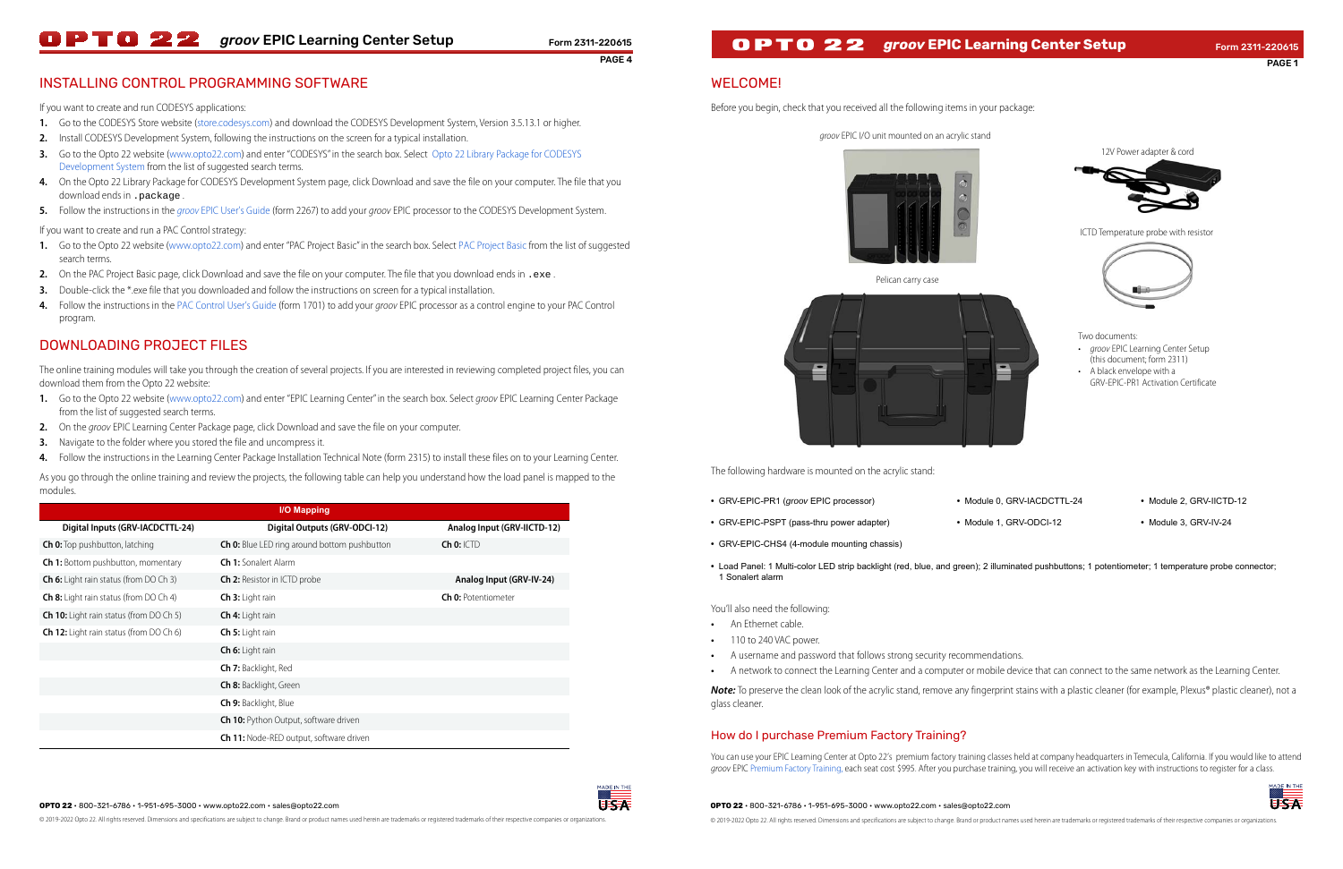## INSTALLING CONTROL PROGRAMMING SOFTWARE

If you want to create and run CODESYS applications:

1. Go to the CODESYS Store website (store.codesys.com) and download the CODESYS Development System, Version 3.5.13.1 or higher.
2. Install CODESYS Development System, following the instructions on the screen for a typical installation.
3. Go to the Opto 22 website (www.opto22.com) and enter "CODESYS" in the search box. Select Opto 22 Library Package for CODESYS Development System from the list of suggested search terms.
4. On the Opto 22 Library Package for CODESYS Development System page, click Download and save the file on your computer. The file that you download ends in `.package`.
5. Follow the instructions in the *groov* EPIC User's Guide (form 2267) to add your *groov* EPIC processor to the CODESYS Development System.

If you want to create and run a PAC Control strategy:

1. Go to the Opto 22 website (www.opto22.com) and enter "PAC Project Basic" in the search box. Select PAC Project Basic from the list of suggested search terms.
2. On the PAC Project Basic page, click Download and save the file on your computer. The file that you download ends in `.exe`.
3. Double-click the *.exe file that you downloaded and follow the instructions on screen for a typical installation.
4. Follow the instructions in the PAC Control User's Guide (form 1701) to add your *groov* EPIC processor as a control engine to your PAC Control program.

## DOWNLOADING PROJECT FILES

The online training modules will take you through the creation of several projects. If you are interested in reviewing completed project files, you can download them from the Opto 22 website:

1. Go to the Opto 22 website (www.opto22.com) and enter "EPIC Learning Center" in the search box. Select *groov* EPIC Learning Center Package from the list of suggested search terms.
2. On the *groov* EPIC Learning Center Package page, click Download and save the file on your computer.
3. Navigate to the folder where you stored the file and uncompress it.
4. Follow the instructions in the Learning Center Package Installation Technical Note (form 2315) to install these files on to your Learning Center.

As you go through the online training and review the projects, the following table can help you understand how the load panel is mapped to the modules.

| I/O Mapping | | |
|---|---|---|
| **Digital Inputs (GRV-IACDCTTL-24)** | **Digital Outputs (GRV-ODCI-12)** | **Analog Input (GRV-IICTD-12)** |
| **Ch 0:** Top pushbutton, latching | **Ch 0:** Blue LED ring around bottom pushbutton | **Ch 0:** ICTD |
| **Ch 1:** Bottom pushbutton, momentary | **Ch 1:** Sonalert Alarm | |
| **Ch 6:** Light rain status (from DO Ch 3) | **Ch 2:** Resistor in ICTD probe | **Analog Input (GRV-IV-24)** |
| **Ch 8:** Light rain status (from DO Ch 4) | **Ch 3:** Light rain | **Ch 0:** Potentiometer |
| **Ch 10:** Light rain status (from DO Ch 5) | **Ch 4:** Light rain | |
| **Ch 12:** Light rain status (from DO Ch 6) | **Ch 5:** Light rain | |
| | **Ch 6:** Light rain | |
| | **Ch 7:** Backlight, Red | |
| | **Ch 8:** Backlight, Green | |
| | **Ch 9:** Backlight, Blue | |
| | **Ch 10:** Python Output, software driven | |
| | **Ch 11:** Node-RED output, software driven | |

## WELCOME!

Before you begin, check that you received all the following items in your package:

*groov* EPIC I/O unit mounted on an acrylic stand

12V Power adapter & cord

ICTD Temperature probe with resistor

Pelican carry case

Two documents:

- *groov* EPIC Learning Center Setup (this document; form 2311)
- A black envelope with a GRV-EPIC-PR1 Activation Certificate

The following hardware is mounted on the acrylic stand:

- GRV-EPIC-PR1 (*groov* EPIC processor)
- GRV-EPIC-PSPT (pass-thru power adapter)
- GRV-EPIC-CHS4 (4-module mounting chassis)
- Module 0, GRV-IACDCTTL-24
- Module 1, GRV-ODCI-12
- Module 2, GRV-IICTD-12
- Module 3, GRV-IV-24
- Load Panel: 1 Multi-color LED strip backlight (red, blue, and green); 2 illuminated pushbuttons; 1 potentiometer; 1 temperature probe connector; 1 Sonalert alarm

You'll also need the following:

- An Ethernet cable.
- 110 to 240 VAC power.
- A username and password that follows strong security recommendations.
- A network to connect the Learning Center and a computer or mobile device that can connect to the same network as the Learning Center.

***Note:*** To preserve the clean look of the acrylic stand, remove any fingerprint stains with a plastic cleaner (for example, Plexus® plastic cleaner), not a glass cleaner.

### How do I purchase Premium Factory Training?

You can use your EPIC Learning Center at Opto 22's premium factory training classes held at company headquarters in Temecula, California. If you would like to attend *groov* EPIC Premium Factory Training, each seat cost $995. After you purchase training, you will receive an activation key with instructions to register for a class.